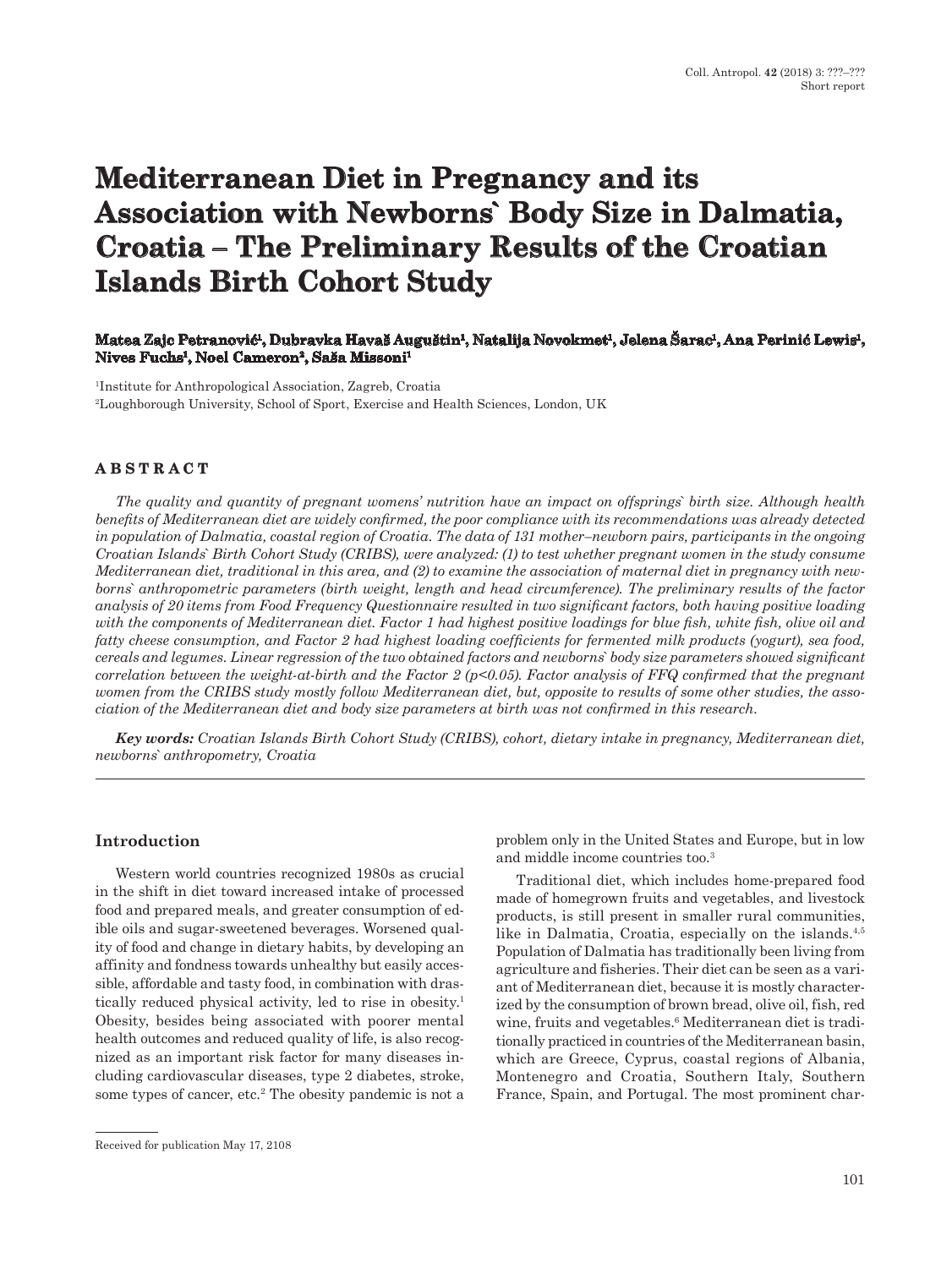Short report

# Mediterranean Diet in Pregnancy and its Association with Newborns` Body Size in Dalmatia, Croatia – The Preliminary Results of the Croatian Islands Birth Cohort Study

**Matea Zajc Petranović[1], Dubravka Havaš Auguštin[1], Natalija Novokmet[1], Jelena Šarac[1], Ana Perinić Lewis[1], Nives Fuchs[1], Noel Cameron[2], Saša Missoni[1]**

[1]Institute for Anthropological Association, Zagreb, Croatia

[2]Loughborough University, School of Sport, Exercise and Health Sciences, London, UK

## ABSTRACT

*The quality and quantity of pregnant womens' nutrition have an impact on offsprings` birth size. Although health benefits of Mediterranean diet are widely confirmed, the poor compliance with its recommendations was already detected in population of Dalmatia, coastal region of Croatia. The data of 131 mother–newborn pairs, participants in the ongoing Croatian Islands` Birth Cohort Study (CRIBS), were analyzed: (1) to test whether pregnant women in the study consume Mediterranean diet, traditional in this area, and (2) to examine the association of maternal diet in pregnancy with newborns` anthropometric parameters (birth weight, length and head circumference). The preliminary results of the factor analysis of 20 items from Food Frequency Questionnaire resulted in two significant factors, both having positive loading with the components of Mediterranean diet. Factor 1 had highest positive loadings for blue fish, white fish, olive oil and fatty cheese consumption, and Factor 2 had highest loading coefficients for fermented milk products (yogurt), sea food, cereals and legumes. Linear regression of the two obtained factors and newborns` body size parameters showed significant correlation between the weight-at-birth and the Factor 2 ($p<0.05$). Factor analysis of FFQ confirmed that the pregnant women from the CRIBS study mostly follow Mediterranean diet, but, opposite to results of some other studies, the association of the Mediterranean diet and body size parameters at birth was not confirmed in this research.*

***Key words:*** *Croatian Islands Birth Cohort Study (CRIBS), cohort, dietary intake in pregnancy, Mediterranean diet, newborns` anthropometry, Croatia*

## Introduction

Western world countries recognized 1980s as crucial in the shift in diet toward increased intake of processed food and prepared meals, and greater consumption of edible oils and sugar-sweetened beverages. Worsened quality of food and change in dietary habits, by developing an affinity and fondness towards unhealthy but easily accessible, affordable and tasty food, in combination with drastically reduced physical activity, led to rise in obesity.[1] Obesity, besides being associated with poorer mental health outcomes and reduced quality of life, is also recognized as an important risk factor for many diseases including cardiovascular diseases, type 2 diabetes, stroke, some types of cancer, etc.[2] The obesity pandemic is not a problem only in the United States and Europe, but in low and middle income countries too.[3]

Traditional diet, which includes home-prepared food made of homegrown fruits and vegetables, and livestock products, is still present in smaller rural communities, like in Dalmatia, Croatia, especially on the islands.[4,5] Population of Dalmatia has traditionally been living from agriculture and fisheries. Their diet can be seen as a variant of Mediterranean diet, because it is mostly characterized by the consumption of brown bread, olive oil, fish, red wine, fruits and vegetables.[6] Mediterranean diet is traditionally practiced in countries of the Mediterranean basin, which are Greece, Cyprus, coastal regions of Albania, Montenegro and Croatia, Southern Italy, Southern France, Spain, and Portugal. The most prominent char-

Received for publication May 17, 2108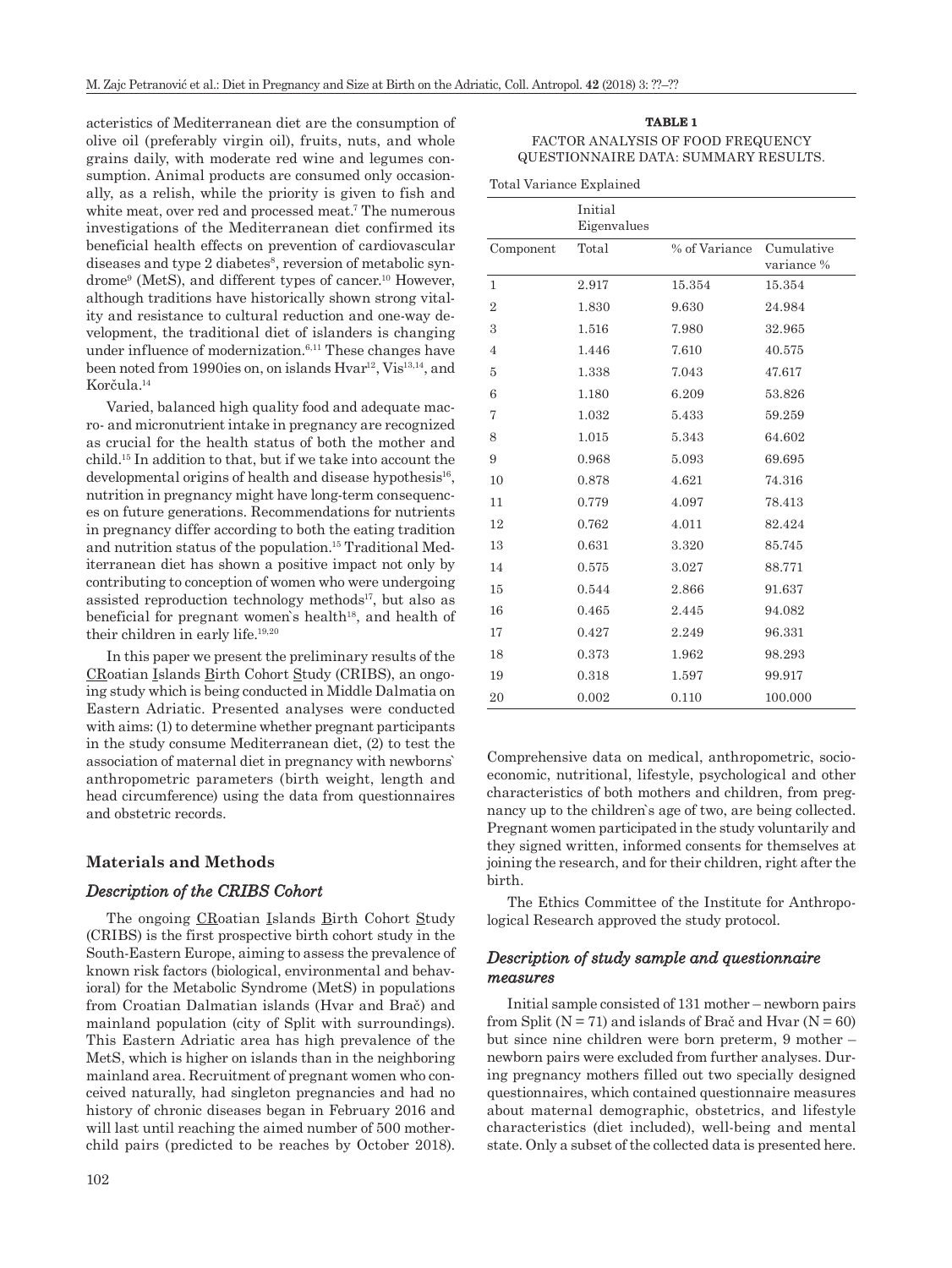acteristics of Mediterranean diet are the consumption of olive oil (preferably virgin oil), fruits, nuts, and whole grains daily, with moderate red wine and legumes consumption. Animal products are consumed only occasionally, as a relish, while the priority is given to fish and white meat, over red and processed meat.[7] The numerous investigations of the Mediterranean diet confirmed its beneficial health effects on prevention of cardiovascular diseases and type 2 diabetes[8], reversion of metabolic syndrome[9] (MetS), and different types of cancer.[10] However, although traditions have historically shown strong vitality and resistance to cultural reduction and one-way development, the traditional diet of islanders is changing under influence of modernization.[6,11] These changes have been noted from 1990ies on, on islands Hvar[12], Vis[13,14], and Korčula.[14]

Varied, balanced high quality food and adequate macro- and micronutrient intake in pregnancy are recognized as crucial for the health status of both the mother and child.[15] In addition to that, but if we take into account the developmental origins of health and disease hypothesis[16], nutrition in pregnancy might have long-term consequences on future generations. Recommendations for nutrients in pregnancy differ according to both the eating tradition and nutrition status of the population.[15] Traditional Mediterranean diet has shown a positive impact not only by contributing to conception of women who were undergoing assisted reproduction technology methods[17], but also as beneficial for pregnant women`s health[18], and health of their children in early life.[19,20]

In this paper we present the preliminary results of the CRoatian Islands Birth Cohort Study (CRIBS), an ongoing study which is being conducted in Middle Dalmatia on Eastern Adriatic. Presented analyses were conducted with aims: (1) to determine whether pregnant participants in the study consume Mediterranean diet, (2) to test the association of maternal diet in pregnancy with newborns` anthropometric parameters (birth weight, length and head circumference) using the data from questionnaires and obstetric records.

## Materials and Methods

### *Description of the CRIBS Cohort*

The ongoing CRoatian Islands Birth Cohort Study (CRIBS) is the first prospective birth cohort study in the South-Eastern Europe, aiming to assess the prevalence of known risk factors (biological, environmental and behavioral) for the Metabolic Syndrome (MetS) in populations from Croatian Dalmatian islands (Hvar and Brač) and mainland population (city of Split with surroundings). This Eastern Adriatic area has high prevalence of the MetS, which is higher on islands than in the neighboring mainland area. Recruitment of pregnant women who conceived naturally, had singleton pregnancies and had no history of chronic diseases began in February 2016 and will last until reaching the aimed number of 500 mother-child pairs (predicted to be reaches by October 2018).

**TABLE 1**
FACTOR ANALYSIS OF FOOD FREQUENCY QUESTIONNAIRE DATA: SUMMARY RESULTS.

Total Variance Explained

| | Initial Eigenvalues | | |
|---|---|---|---|
| Component | Total | % of Variance | Cumulative variance % |
| 1 | 2.917 | 15.354 | 15.354 |
| 2 | 1.830 | 9.630 | 24.984 |
| 3 | 1.516 | 7.980 | 32.965 |
| 4 | 1.446 | 7.610 | 40.575 |
| 5 | 1.338 | 7.043 | 47.617 |
| 6 | 1.180 | 6.209 | 53.826 |
| 7 | 1.032 | 5.433 | 59.259 |
| 8 | 1.015 | 5.343 | 64.602 |
| 9 | 0.968 | 5.093 | 69.695 |
| 10 | 0.878 | 4.621 | 74.316 |
| 11 | 0.779 | 4.097 | 78.413 |
| 12 | 0.762 | 4.011 | 82.424 |
| 13 | 0.631 | 3.320 | 85.745 |
| 14 | 0.575 | 3.027 | 88.771 |
| 15 | 0.544 | 2.866 | 91.637 |
| 16 | 0.465 | 2.445 | 94.082 |
| 17 | 0.427 | 2.249 | 96.331 |
| 18 | 0.373 | 1.962 | 98.293 |
| 19 | 0.318 | 1.597 | 99.917 |
| 20 | 0.002 | 0.110 | 100.000 |

Comprehensive data on medical, anthropometric, socioeconomic, nutritional, lifestyle, psychological and other characteristics of both mothers and children, from pregnancy up to the children`s age of two, are being collected. Pregnant women participated in the study voluntarily and they signed written, informed consents for themselves at joining the research, and for their children, right after the birth.

The Ethics Committee of the Institute for Anthropological Research approved the study protocol.

### *Description of study sample and questionnaire measures*

Initial sample consisted of 131 mother – newborn pairs from Split (N = 71) and islands of Brač and Hvar (N = 60) but since nine children were born preterm, 9 mother – newborn pairs were excluded from further analyses. During pregnancy mothers filled out two specially designed questionnaires, which contained questionnaire measures about maternal demographic, obstetrics, and lifestyle characteristics (diet included), well-being and mental state. Only a subset of the collected data is presented here.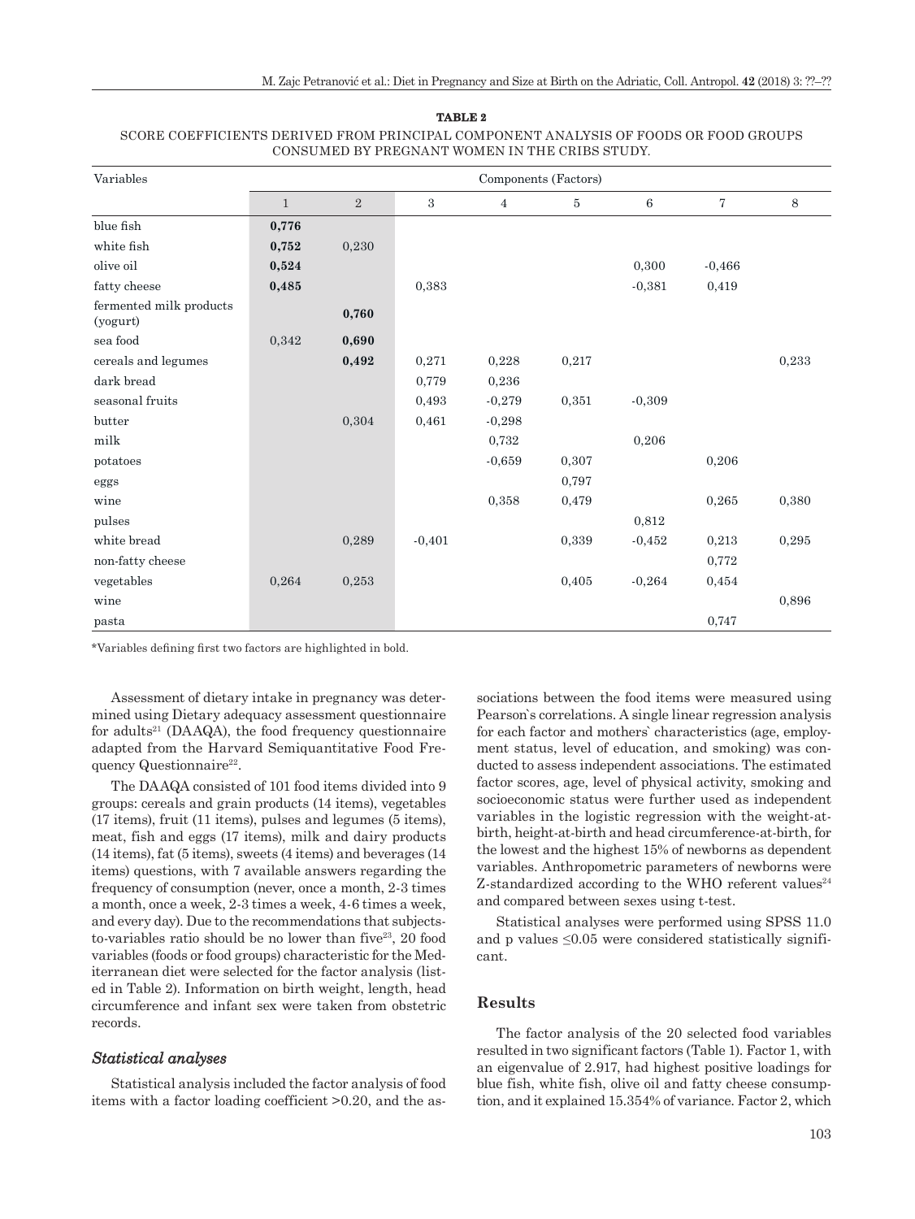**TABLE 2**

SCORE COEFFICIENTS DERIVED FROM PRINCIPAL COMPONENT ANALYSIS OF FOODS OR FOOD GROUPS CONSUMED BY PREGNANT WOMEN IN THE CRIBS STUDY.

| Variables | Components (Factors) | | | | | | | |
|---|---|---|---|---|---|---|---|---|
| | 1 | 2 | 3 | 4 | 5 | 6 | 7 | 8 |
| blue fish | **0,776** | | | | | | | |
| white fish | **0,752** | 0,230 | | | | | | |
| olive oil | **0,524** | | | | | 0,300 | -0,466 | |
| fatty cheese | **0,485** | | 0,383 | | | -0,381 | 0,419 | |
| fermented milk products (yogurt) | | **0,760** | | | | | | |
| sea food | 0,342 | **0,690** | | | | | | |
| cereals and legumes | | **0,492** | 0,271 | 0,228 | 0,217 | | | 0,233 |
| dark bread | | | 0,779 | 0,236 | | | | |
| seasonal fruits | | | 0,493 | -0,279 | 0,351 | -0,309 | | |
| butter | | 0,304 | 0,461 | -0,298 | | | | |
| milk | | | | 0,732 | | 0,206 | | |
| potatoes | | | | -0,659 | 0,307 | | 0,206 | |
| eggs | | | | | 0,797 | | | |
| wine | | | | 0,358 | 0,479 | | 0,265 | 0,380 |
| pulses | | | | | | 0,812 | | |
| white bread | | 0,289 | -0,401 | | 0,339 | -0,452 | 0,213 | 0,295 |
| non-fatty cheese | | | | | | | 0,772 | |
| vegetables | 0,264 | 0,253 | | | 0,405 | -0,264 | 0,454 | |
| wine | | | | | | | | 0,896 |
| pasta | | | | | | | 0,747 | |

*Variables defining first two factors are highlighted in bold.

Assessment of dietary intake in pregnancy was determined using Dietary adequacy assessment questionnaire for adults[21] (DAAQA), the food frequency questionnaire adapted from the Harvard Semiquantitative Food Frequency Questionnaire[22].

The DAAQA consisted of 101 food items divided into 9 groups: cereals and grain products (14 items), vegetables (17 items), fruit (11 items), pulses and legumes (5 items), meat, fish and eggs (17 items), milk and dairy products (14 items), fat (5 items), sweets (4 items) and beverages (14 items) questions, with 7 available answers regarding the frequency of consumption (never, once a month, 2-3 times a month, once a week, 2-3 times a week, 4-6 times a week, and every day). Due to the recommendations that subjects-to-variables ratio should be no lower than five[23], 20 food variables (foods or food groups) characteristic for the Mediterranean diet were selected for the factor analysis (listed in Table 2). Information on birth weight, length, head circumference and infant sex were taken from obstetric records.

### *Statistical analyses*

Statistical analysis included the factor analysis of food items with a factor loading coefficient >0.20, and the associations between the food items were measured using Pearson`s correlations. A single linear regression analysis for each factor and mothers` characteristics (age, employment status, level of education, and smoking) was conducted to assess independent associations. The estimated factor scores, age, level of physical activity, smoking and socioeconomic status were further used as independent variables in the logistic regression with the weight-at-birth, height-at-birth and head circumference-at-birth, for the lowest and the highest 15% of newborns as dependent variables. Anthropometric parameters of newborns were Z-standardized according to the WHO referent values[24] and compared between sexes using t-test.

Statistical analyses were performed using SPSS 11.0 and p values ≤0.05 were considered statistically significant.

## Results

The factor analysis of the 20 selected food variables resulted in two significant factors (Table 1). Factor 1, with an eigenvalue of 2.917, had highest positive loadings for blue fish, white fish, olive oil and fatty cheese consumption, and it explained 15.354% of variance. Factor 2, which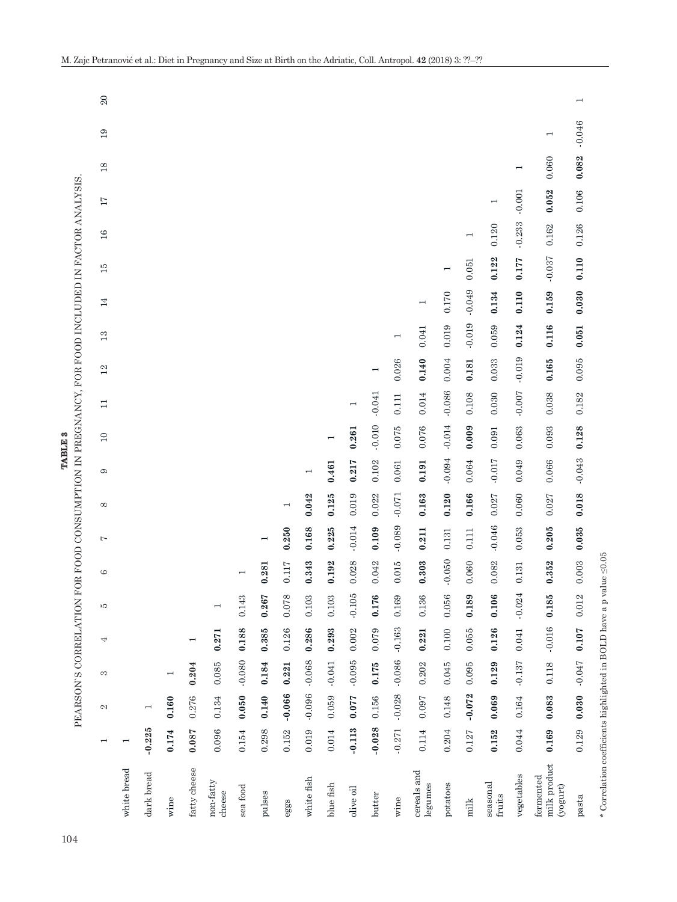**TABLE 3**
PEARSON'S CORRELATION FOR FOOD CONSUMPTION IN PREGNANCY, FOR FOOD INCLUDED IN FACTOR ANALYSIS.

| | 1 | 2 | 3 | 4 | 5 | 6 | 7 | 8 | 9 | 10 | 11 | 12 | 13 | 14 | 15 | 16 | 17 | 18 | 19 | 20 |
|---|---|---|---|---|---|---|---|---|---|---|---|---|---|---|---|---|---|---|---|---|
| white bread | 1 | | | | | | | | | | | | | | | | | | | |
| dark bread | **-0.225** | 1 | | | | | | | | | | | | | | | | | | |
| wine | **0.174** | **0.160** | 1 | | | | | | | | | | | | | | | | | |
| fatty cheese | **0.087** | 0.276 | **0.204** | 1 | | | | | | | | | | | | | | | | |
| non-fatty cheese | 0.096 | 0.134 | 0.085 | **0.271** | 1 | | | | | | | | | | | | | | | |
| sea food | 0.154 | **0.050** | -0.080 | **0.188** | 0.143 | 1 | | | | | | | | | | | | | | |
| pulses | 0.298 | **0.140** | **0.184** | **0.385** | **0.267** | **0.281** | 1 | | | | | | | | | | | | | |
| eggs | 0.152 | **-0.066** | **0.221** | 0.126 | 0.078 | 0.117 | **0.250** | 1 | | | | | | | | | | | | |
| white fish | 0.019 | -0.096 | -0.068 | **0.286** | 0.103 | **0.343** | **0.168** | **0.042** | 1 | | | | | | | | | | | |
| blue fish | 0.014 | 0.059 | -0.041 | **0.293** | 0.103 | **0.192** | **0.225** | **0.125** | **0.461** | 1 | | | | | | | | | | |
| olive oil | **-0.113** | **0.077** | -0.095 | 0.002 | -0.105 | 0.028 | -0.014 | 0.019 | **0.217** | **0.261** | 1 | | | | | | | | | |
| butter | **-0.028** | 0.156 | **0.175** | 0.079 | **0.176** | 0.042 | **0.109** | 0.022 | 0.102 | -0.010 | -0.041 | 1 | | | | | | | | |
| wine | -0.271 | -0.028 | -0.086 | -0.163 | 0.169 | 0.015 | -0.089 | -0.071 | 0.061 | 0.075 | 0.111 | 0.026 | 1 | | | | | | | |
| cereals and legumes | 0.114 | 0.097 | 0.202 | **0.221** | 0.136 | **0.303** | **0.211** | **0.163** | **0.191** | 0.076 | 0.014 | **0.140** | 0.041 | 1 | | | | | | |
| potatoes | 0.204 | 0.148 | 0.045 | 0.100 | 0.056 | -0.050 | 0.131 | **0.120** | -0.094 | -0.014 | -0.086 | 0.004 | 0.019 | 0.170 | 1 | | | | | |
| milk | 0.127 | **-0.072** | 0.095 | 0.055 | **0.189** | 0.060 | 0.111 | **0.166** | 0.064 | **0.009** | 0.108 | **0.181** | -0.019 | -0.049 | 0.051 | 1 | | | | |
| seasonal fruits | **0.152** | **0.069** | **0.129** | **0.126** | **0.106** | 0.082 | -0.046 | 0.027 | -0.017 | 0.091 | 0.030 | 0.033 | 0.059 | **0.134** | **0.122** | 0.120 | 1 | | | |
| vegetables | 0.044 | 0.164 | -0.137 | 0.041 | -0.024 | 0.131 | 0.053 | 0.060 | 0.049 | 0.063 | -0.007 | -0.019 | **0.124** | **0.110** | **0.177** | -0.233 | -0.001 | 1 | | |
| fermented milk product (yogurt) | **0.169** | **0.083** | 0.118 | -0.016 | **0.185** | **0.352** | **0.205** | 0.027 | 0.066 | 0.093 | 0.038 | **0.165** | **0.116** | **0.159** | -0.037 | 0.162 | **0.052** | 0.060 | 1 | |
| pasta | 0.129 | **0.030** | -0.047 | **0.107** | 0.012 | 0.003 | **0.035** | **0.018** | -0.043 | **0.128** | 0.182 | 0.095 | **0.051** | **0.030** | **0.110** | 0.126 | 0.106 | **0.082** | -0.046 | 1 |

\* Correlation coefficients highlighted in BOLD have a p value ≤0.05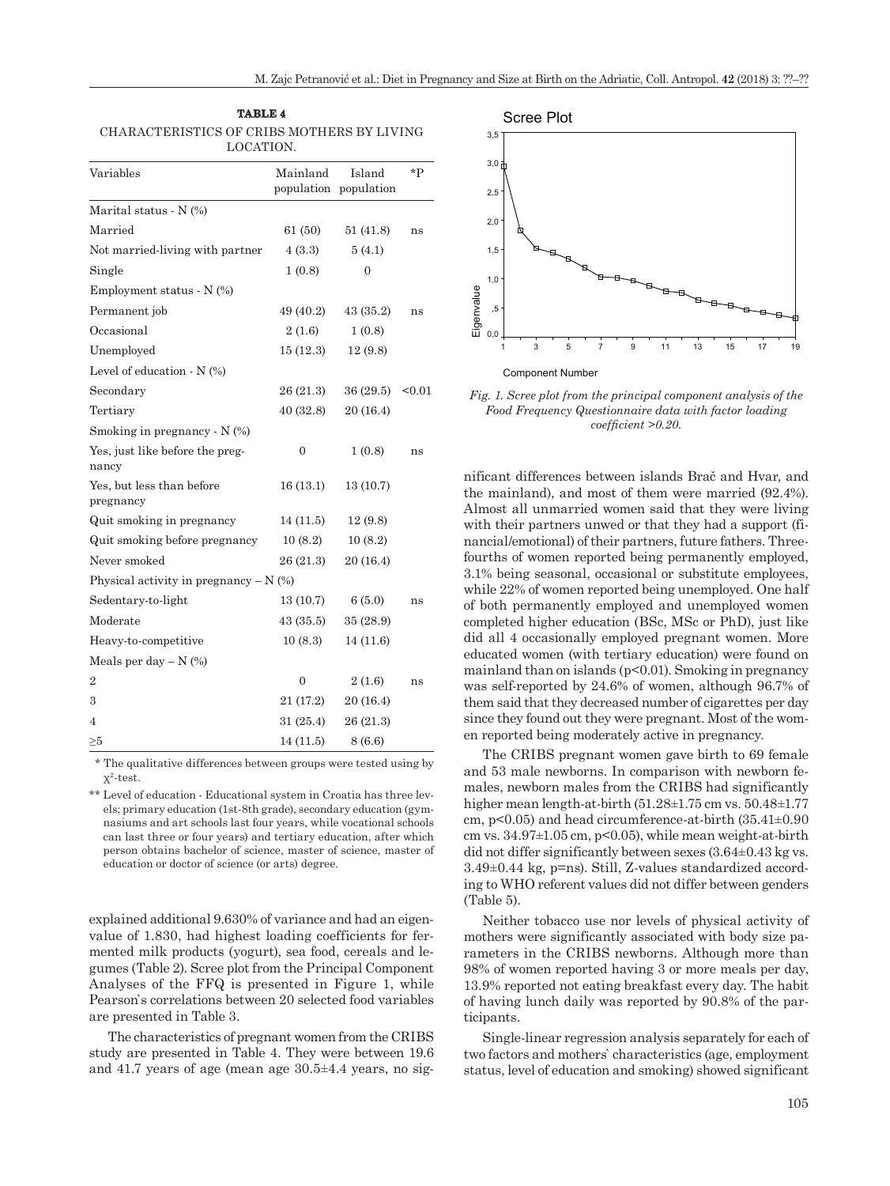**TABLE 4**

CHARACTERISTICS OF CRIBS MOTHERS BY LIVING LOCATION.

| Variables | Mainland population | Island population | *P |
|---|---|---|---|
| Marital status - N (%) | | | |
| Married | 61 (50) | 51 (41.8) | ns |
| Not married-living with partner | 4 (3.3) | 5 (4.1) | |
| Single | 1 (0.8) | 0 | |
| Employment status - N (%) | | | |
| Permanent job | 49 (40.2) | 43 (35.2) | ns |
| Occasional | 2 (1.6) | 1 (0.8) | |
| Unemployed | 15 (12.3) | 12 (9.8) | |
| Level of education - N (%) | | | |
| Secondary | 26 (21.3) | 36 (29.5) | <0.01 |
| Tertiary | 40 (32.8) | 20 (16.4) | |
| Smoking in pregnancy - N (%) | | | |
| Yes, just like before the pregnancy | 0 | 1 (0.8) | ns |
| Yes, but less than before pregnancy | 16 (13.1) | 13 (10.7) | |
| Quit smoking in pregnancy | 14 (11.5) | 12 (9.8) | |
| Quit smoking before pregnancy | 10 (8.2) | 10 (8.2) | |
| Never smoked | 26 (21.3) | 20 (16.4) | |
| Physical activity in pregnancy – N (%) | | | |
| Sedentary-to-light | 13 (10.7) | 6 (5.0) | ns |
| Moderate | 43 (35.5) | 35 (28.9) | |
| Heavy-to-competitive | 10 (8.3) | 14 (11.6) | |
| Meals per day – N (%) | | | |
| 2 | 0 | 2 (1.6) | ns |
| 3 | 21 (17.2) | 20 (16.4) | |
| 4 | 31 (25.4) | 26 (21.3) | |
| ≥5 | 14 (11.5) | 8 (6.6) | |

\* The qualitative differences between groups were tested using by $\chi^2$-test.

\*\* Level of education - Educational system in Croatia has three levels; primary education (1st-8th grade), secondary education (gymnasiums and art schools last four years, while vocational schools can last three or four years) and tertiary education, after which person obtains bachelor of science, master of science, master of education or doctor of science (or arts) degree.

explained additional 9.630% of variance and had an eigenvalue of 1.830, had highest loading coefficients for fermented milk products (yogurt), sea food, cereals and legumes (Table 2). Scree plot from the Principal Component Analyses of the FFQ is presented in Figure 1, while Pearson`s correlations between 20 selected food variables are presented in Table 3.

The characteristics of pregnant women from the CRIBS study are presented in Table 4. They were between 19.6 and 41.7 years of age (mean age 30.5±4.4 years, no significant differences between islands Brač and Hvar, and the mainland), and most of them were married (92.4%). Almost all unmarried women said that they were living with their partners unwed or that they had a support (financial/emotional) of their partners, future fathers. Three-fourths of women reported being permanently employed, 3.1% being seasonal, occasional or substitute employees, while 22% of women reported being unemployed. One half of both permanently employed and unemployed women completed higher education (BSc, MSc or PhD), just like did all 4 occasionally employed pregnant women. More educated women (with tertiary education) were found on mainland than on islands ($p<0.01$). Smoking in pregnancy was self-reported by 24.6% of women, although 96.7% of them said that they decreased number of cigarettes per day since they found out they were pregnant. Most of the women reported being moderately active in pregnancy.

Fig. 1. Scree plot from the principal component analysis of the Food Frequency Questionnaire data with factor loading coefficient >0.20.

The CRIBS pregnant women gave birth to 69 female and 53 male newborns. In comparison with newborn females, newborn males from the CRIBS had significantly higher mean length-at-birth (51.28±1.75 cm vs. 50.48±1.77 cm, $p<0.05$) and head circumference-at-birth (35.41±0.90 cm vs. 34.97±1.05 cm, $p<0.05$), while mean weight-at-birth did not differ significantly between sexes (3.64±0.43 kg vs. 3.49±0.44 kg, p=ns). Still, Z-values standardized according to WHO referent values did not differ between genders (Table 5).

Neither tobacco use nor levels of physical activity of mothers were significantly associated with body size parameters in the CRIBS newborns. Although more than 98% of women reported having 3 or more meals per day, 13.9% reported not eating breakfast every day. The habit of having lunch daily was reported by 90.8% of the participants.

Single-linear regression analysis separately for each of two factors and mothers` characteristics (age, employment status, level of education and smoking) showed significant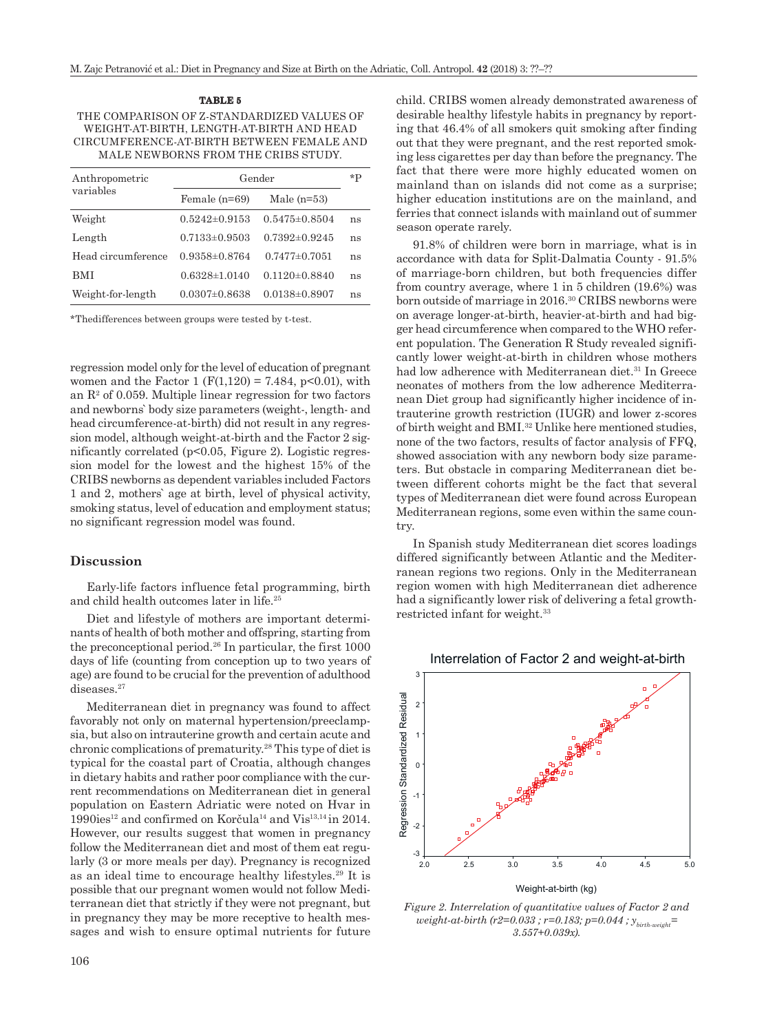**TABLE 5**

THE COMPARISON OF Z-STANDARDIZED VALUES OF WEIGHT-AT-BIRTH, LENGTH-AT-BIRTH AND HEAD CIRCUMFERENCE-AT-BIRTH BETWEEN FEMALE AND MALE NEWBORNS FROM THE CRIBS STUDY.

| Anthropometric variables | Gender | | *P |
|---|---|---|---|
| | Female (n=69) | Male (n=53) | |
| Weight | 0.5242±0.9153 | 0.5475±0.8504 | ns |
| Length | 0.7133±0.9503 | 0.7392±0.9245 | ns |
| Head circumference | 0.9358±0.8764 | 0.7477±0.7051 | ns |
| BMI | 0.6328±1.0140 | 0.1120±0.8840 | ns |
| Weight-for-length | 0.0307±0.8638 | 0.0138±0.8907 | ns |

*Thedifferences between groups were tested by t-test.

regression model only for the level of education of pregnant women and the Factor 1 ($F(1,120) = 7.484$, $p<0.01$), with an $R^2$ of 0.059. Multiple linear regression for two factors and newborns` body size parameters (weight-, length- and head circumference-at-birth) did not result in any regression model, although weight-at-birth and the Factor 2 significantly correlated ($p<0.05$, Figure 2). Logistic regression model for the lowest and the highest 15% of the CRIBS newborns as dependent variables included Factors 1 and 2, mothers` age at birth, level of physical activity, smoking status, level of education and employment status; no significant regression model was found.

## Discussion

Early-life factors influence fetal programming, birth and child health outcomes later in life.[25]

Diet and lifestyle of mothers are important determinants of health of both mother and offspring, starting from the preconceptional period.[26] In particular, the first 1000 days of life (counting from conception up to two years of age) are found to be crucial for the prevention of adulthood diseases.[27]

Mediterranean diet in pregnancy was found to affect favorably not only on maternal hypertension/preeclampsia, but also on intrauterine growth and certain acute and chronic complications of prematurity.[28] This type of diet is typical for the coastal part of Croatia, although changes in dietary habits and rather poor compliance with the current recommendations on Mediterranean diet in general population on Eastern Adriatic were noted on Hvar in 1990ies[12] and confirmed on Korčula[14] and Vis[13,14] in 2014. However, our results suggest that women in pregnancy follow the Mediterranean diet and most of them eat regularly (3 or more meals per day). Pregnancy is recognized as an ideal time to encourage healthy lifestyles.[29] It is possible that our pregnant women would not follow Mediterranean diet that strictly if they were not pregnant, but in pregnancy they may be more receptive to health messages and wish to ensure optimal nutrients for future child. CRIBS women already demonstrated awareness of desirable healthy lifestyle habits in pregnancy by reporting that 46.4% of all smokers quit smoking after finding out that they were pregnant, and the rest reported smoking less cigarettes per day than before the pregnancy. The fact that there were more highly educated women on mainland than on islands did not come as a surprise; higher education institutions are on the mainland, and ferries that connect islands with mainland out of summer season operate rarely.

91.8% of children were born in marriage, what is in accordance with data for Split-Dalmatia County - 91.5% of marriage-born children, but both frequencies differ from country average, where 1 in 5 children (19.6%) was born outside of marriage in 2016.[30] CRIBS newborns were on average longer-at-birth, heavier-at-birth and had bigger head circumference when compared to the WHO referent population. The Generation R Study revealed significantly lower weight-at-birth in children whose mothers had low adherence with Mediterranean diet.[31] In Greece neonates of mothers from the low adherence Mediterranean Diet group had significantly higher incidence of intrauterine growth restriction (IUGR) and lower z-scores of birth weight and BMI.[32] Unlike here mentioned studies, none of the two factors, results of factor analysis of FFQ, showed association with any newborn body size parameters. But obstacle in comparing Mediterranean diet between different cohorts might be the fact that several types of Mediterranean diet were found across European Mediterranean regions, some even within the same country.

In Spanish study Mediterranean diet scores loadings differed significantly between Atlantic and the Mediterranean regions two regions. Only in the Mediterranean region women with high Mediterranean diet adherence had a significantly lower risk of delivering a fetal growth-restricted infant for weight.[33]

*Figure 2. Interrelation of quantitative values of Factor 2 and weight-at-birth ($r2=0.033$ ; $r=0.183$; $p=0.044$ ; $y_{birth-weight} = 3.557+0.039x$).*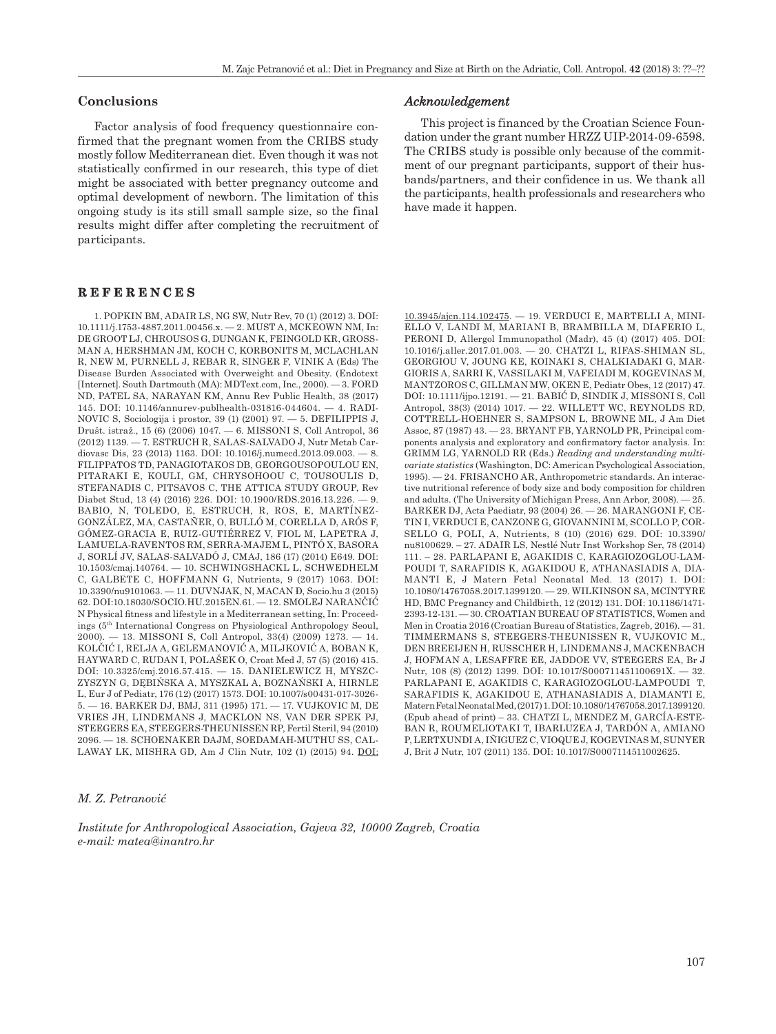## Conclusions

Factor analysis of food frequency questionnaire confirmed that the pregnant women from the CRIBS study mostly follow Mediterranean diet. Even though it was not statistically confirmed in our research, this type of diet might be associated with better pregnancy outcome and optimal development of newborn. The limitation of this ongoing study is its still small sample size, so the final results might differ after completing the recruitment of participants.

### *Acknowledgement*

This project is financed by the Croatian Science Foundation under the grant number HRZZ UIP-2014-09-6598. The CRIBS study is possible only because of the commitment of our pregnant participants, support of their husbands/partners, and their confidence in us. We thank all the participants, health professionals and researchers who have made it happen.

## REFERENCES

1. POPKIN BM, ADAIR LS, NG SW, Nutr Rev, 70 (1) (2012) 3. DOI: 10.1111/j.1753-4887.2011.00456.x. — 2. MUST A, MCKEOWN NM, In: DE GROOT LJ, CHROUSOS G, DUNGAN K, FEINGOLD KR, GROSSMAN A, HERSHMAN JM, KOCH C, KORBONITS M, MCLACHLAN R, NEW M, PURNELL J, REBAR R, SINGER F, VINIK A (Eds) The Disease Burden Associated with Overweight and Obesity. (Endotext [Internet]. South Dartmouth (MA): MDText.com, Inc., 2000). — 3. FORD ND, PATEL SA, NARAYAN KM, Annu Rev Public Health, 38 (2017) 145. DOI: 10.1146/annurev-publhealth-031816-044604. — 4. RADINOVIC S, Sociologija i prostor, 39 (1) (2001) 97. — 5. DEFILIPPIS J, Društ. istraž., 15 (6) (2006) 1047. — 6. MISSONI S, Coll Antropol, 36 (2012) 1139. — 7. ESTRUCH R, SALAS-SALVADO J, Nutr Metab Cardiovasc Dis, 23 (2013) 1163. DOI: 10.1016/j.numecd.2013.09.003. — 8. FILIPPATOS TD, PANAGIOTAKOS DB, GEORGOUSOPOULOU EN, PITARAKI E, KOULI, GM, CHRYSOHOOU C, TOUSOULIS D, STEFANADIS C, PITSAVOS C, THE ATTICA STUDY GROUP, Rev Diabet Stud, 13 (4) (2016) 226. DOI: 10.1900/RDS.2016.13.226. — 9. BABIO, N, TOLEDO, E, ESTRUCH, R, ROS, E, MARTÍNEZ-GONZÁLEZ, MA, CASTAÑER, O, BULLÓ M, CORELLA D, ARÓS F, GÓMEZ-GRACIA E, RUIZ-GUTIÉRREZ V, FIOL M, LAPETRA J, LAMUELA-RAVENTOS RM, SERRA-MAJEM L, PINTÓ X, BASORA J, SORLÍ JV, SALAS-SALVADÓ J, CMAJ, 186 (17) (2014) E649. DOI: 10.1503/cmaj.140764. — 10. SCHWINGSHACKL L, SCHWEDHELM C, GALBETE C, HOFFMANN G, Nutrients, 9 (2017) 1063. DOI: 10.3390/nu9101063. — 11. DUVNJAK, N, MACAN Đ, Socio.hu 3 (2015) 62. DOI:10.18030/SOCIO.HU.2015EN.61. — 12. SMOLEJ NARANČIĆ N Physical fitness and lifestyle in a Mediterranean setting, In: Proceedings (5th International Congress on Physiological Anthropology Seoul, 2000). — 13. MISSONI S, Coll Antropol, 33(4) (2009) 1273. — 14. KOLČIĆ I, RELJA A, GELEMANOVIĆ A, MILJKOVIĆ A, BOBAN K, HAYWARD C, RUDAN I, POLAŠEK O, Croat Med J, 57 (5) (2016) 415. DOI: 10.3325/cmj.2016.57.415. — 15. DANIELEWICZ H, MYSZCZYSZYN G, DĘBIŃSKA A, MYSZKAL A, BOZNAŃSKI A, HIRNLE L, Eur J of Pediatr, 176 (12) (2017) 1573. DOI: 10.1007/s00431-017-3026-5. — 16. BARKER DJ, BMJ, 311 (1995) 171. — 17. VUJKOVIC M, DE VRIES JH, LINDEMANS J, MACKLON NS, VAN DER SPEK PJ, STEEGERS EA, STEEGERS-THEUNISSEN RP, Fertil Steril, 94 (2010) 2096. — 18. SCHOENAKER DAJM, SOEDAMAH-MUTHU SS, CALLAWAY LK, MISHRA GD, Am J Clin Nutr, 102 (1) (2015) 94. DOI: 10.3945/ajcn.114.102475. — 19. VERDUCI E, MARTELLI A, MINIELLO V, LANDI M, MARIANI B, BRAMBILLA M, DIAFERIO L, PERONI D, Allergol Immunopathol (Madr), 45 (4) (2017) 405. DOI: 10.1016/j.aller.2017.01.003. — 20. CHATZI L, RIFAS-SHIMAN SL, GEORGIOU V, JOUNG KE, KOINAKI S, CHALKIADAKI G, MARGIORIS A, SARRI K, VASSILAKI M, VAFEIADI M, KOGEVINAS M, MANTZOROS C, GILLMAN MW, OKEN E, Pediatr Obes, 12 (2017) 47. DOI: 10.1111/ijpo.12191. — 21. BABIĆ D, SINDIK J, MISSONI S, Coll Antropol, 38(3) (2014) 1017. — 22. WILLETT WC, REYNOLDS RD, COTTRELL-HOEHNER S, SAMPSON L, BROWNE ML, J Am Diet Assoc, 87 (1987) 43. — 23. BRYANT FB, YARNOLD PR, Principal components analysis and exploratory and confirmatory factor analysis. In: GRIMM LG, YARNOLD RR (Eds.) *Reading and understanding multivariate statistics* (Washington, DC: American Psychological Association, 1995). — 24. FRISANCHO AR, Anthropometric standards. An interactive nutritional reference of body size and body composition for children and adults. (The University of Michigan Press, Ann Arbor, 2008). — 25. BARKER DJ, Acta Paediatr, 93 (2004) 26. — 26. MARANGONI F, CETIN I, VERDUCI E, CANZONE G, GIOVANNINI M, SCOLLO P, CORSELLO G, POLI, A, Nutrients, 8 (10) (2016) 629. DOI: 10.3390/nu8100629. – 27. ADAIR LS, Nestlé Nutr Inst Workshop Ser, 78 (2014) 111. – 28. PARLAPANI E, AGAKIDIS C, KARAGIOZOGLOU-LAMPOUDI T, SARAFIDIS K, AGAKIDOU E, ATHANASIADIS A, DIAMANTI E, J Matern Fetal Neonatal Med. 13 (2017) 1. DOI: 10.1080/14767058.2017.1399120. — 29. WILKINSON SA, MCINTYRE HD, BMC Pregnancy and Childbirth, 12 (2012) 131. DOI: 10.1186/1471-2393-12-131. — 30. CROATIAN BUREAU OF STATISTICS, Women and Men in Croatia 2016 (Croatian Bureau of Statistics, Zagreb, 2016). — 31. TIMMERMANS S, STEEGERS-THEUNISSEN R, VUJKOVIC M., DEN BREEIJEN H, RUSSCHER H, LINDEMANS J, MACKENBACH J, HOFMAN A, LESAFFRE EE, JADDOE VV, STEEGERS EA, Br J Nutr, 108 (8) (2012) 1399. DOI: 10.1017/S000711451100691X. — 32. PARLAPANI E, AGAKIDIS C, KARAGIOZOGLOU-LAMPOUDI T, SARAFIDIS K, AGAKIDOU E, ATHANASIADIS A, DIAMANTI E, Matern Fetal Neonatal Med, (2017) 1. DOI: 10.1080/14767058.2017.1399120. (Epub ahead of print) – 33. CHATZI L, MENDEZ M, GARCÍA-ESTEBAN R, ROUMELIOTAKI T, IBARLUZEA J, TARDÓN A, AMIANO P, LERTXUNDI A, IÑIGUEZ C, VIOQUE J, KOGEVINAS M, SUNYER J, Brit J Nutr, 107 (2011) 135. DOI: 10.1017/S0007114511002625.

*M. Z. Petranović*

*Institute for Anthropological Association, Gajeva 32, 10000 Zagreb, Croatia*
*e-mail: matea@inantro.hr*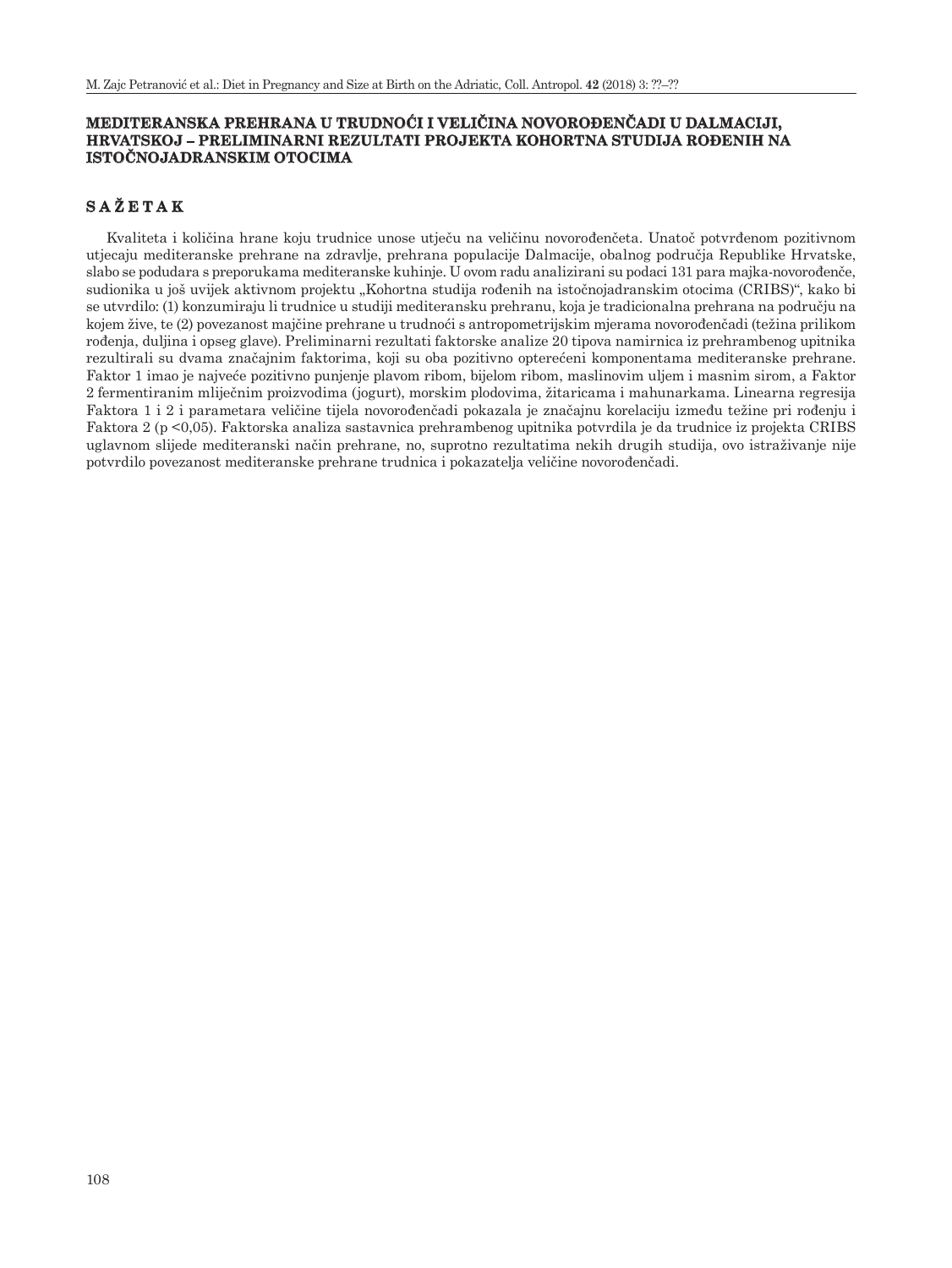# MEDITERANSKA PREHRANA U TRUDNOĆI I VELIČINA NOVOROĐENČADI U DALMACIJI, HRVATSKOJ – PRELIMINARNI REZULTATI PROJEKTA KOHORTNA STUDIJA ROĐENIH NA ISTOČNOJADRANSKIM OTOCIMA

## SAŽETAK

Kvaliteta i količina hrane koju trudnice unose utječu na veličinu novorođenčeta. Unatoč potvrđenom pozitivnom utjecaju mediteranske prehrane na zdravlje, prehrana populacije Dalmacije, obalnog područja Republike Hrvatske, slabo se podudara s preporukama mediteranske kuhinje. U ovom radu analizirani su podaci 131 para majka-novorođenče, sudionika u još uvijek aktivnom projektu „Kohortna studija rođenih na istočnojadranskim otocima (CRIBS)", kako bi se utvrdilo: (1) konzumiraju li trudnice u studiji mediteransku prehranu, koja je tradicionalna prehrana na području na kojem žive, te (2) povezanost majčine prehrane u trudnoći s antropometrijskim mjerama novorođenčadi (težina prilikom rođenja, duljina i opseg glave). Preliminarni rezultati faktorske analize 20 tipova namirnica iz prehrambenog upitnika rezultirali su dvama značajnim faktorima, koji su oba pozitivno opterećeni komponentama mediteranske prehrane. Faktor 1 imao je najveće pozitivno punjenje plavom ribom, bijelom ribom, maslinovim uljem i masnim sirom, a Faktor 2 fermentiranim mliječnim proizvodima (jogurt), morskim plodovima, žitaricama i mahunarkama. Linearna regresija Faktora 1 i 2 i parametara veličine tijela novorođenčadi pokazala je značajnu korelaciju između težine pri rođenju i Faktora 2 ($p < 0,05$). Faktorska analiza sastavnica prehrambenog upitnika potvrdila je da trudnice iz projekta CRIBS uglavnom slijede mediteranski način prehrane, no, suprotno rezultatima nekih drugih studija, ovo istraživanje nije potvrdilo povezanost mediteranske prehrane trudnica i pokazatelja veličine novorođenčadi.